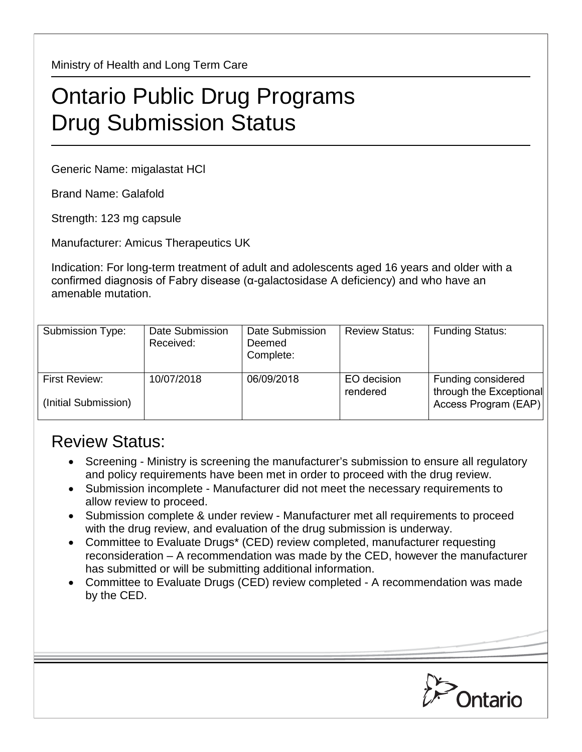Ministry of Health and Long Term Care

# Ontario Public Drug Programs
# Drug Submission Status

Generic Name: migalastat HCl

Brand Name: Galafold

Strength: 123 mg capsule

Manufacturer: Amicus Therapeutics UK

Indication: For long-term treatment of adult and adolescents aged 16 years and older with a confirmed diagnosis of Fabry disease (α-galactosidase A deficiency) and who have an amenable mutation.

| Submission Type: | Date Submission Received: | Date Submission Deemed Complete: | Review Status: | Funding Status: |
|---|---|---|---|---|
| First Review: (Initial Submission) | 10/07/2018 | 06/09/2018 | EO decision rendered | Funding considered through the Exceptional Access Program (EAP) |

## Review Status:

- Screening - Ministry is screening the manufacturer's submission to ensure all regulatory and policy requirements have been met in order to proceed with the drug review.
- Submission incomplete - Manufacturer did not meet the necessary requirements to allow review to proceed.
- Submission complete & under review - Manufacturer met all requirements to proceed with the drug review, and evaluation of the drug submission is underway.
- Committee to Evaluate Drugs* (CED) review completed, manufacturer requesting reconsideration – A recommendation was made by the CED, however the manufacturer has submitted or will be submitting additional information.
- Committee to Evaluate Drugs (CED) review completed - A recommendation was made by the CED.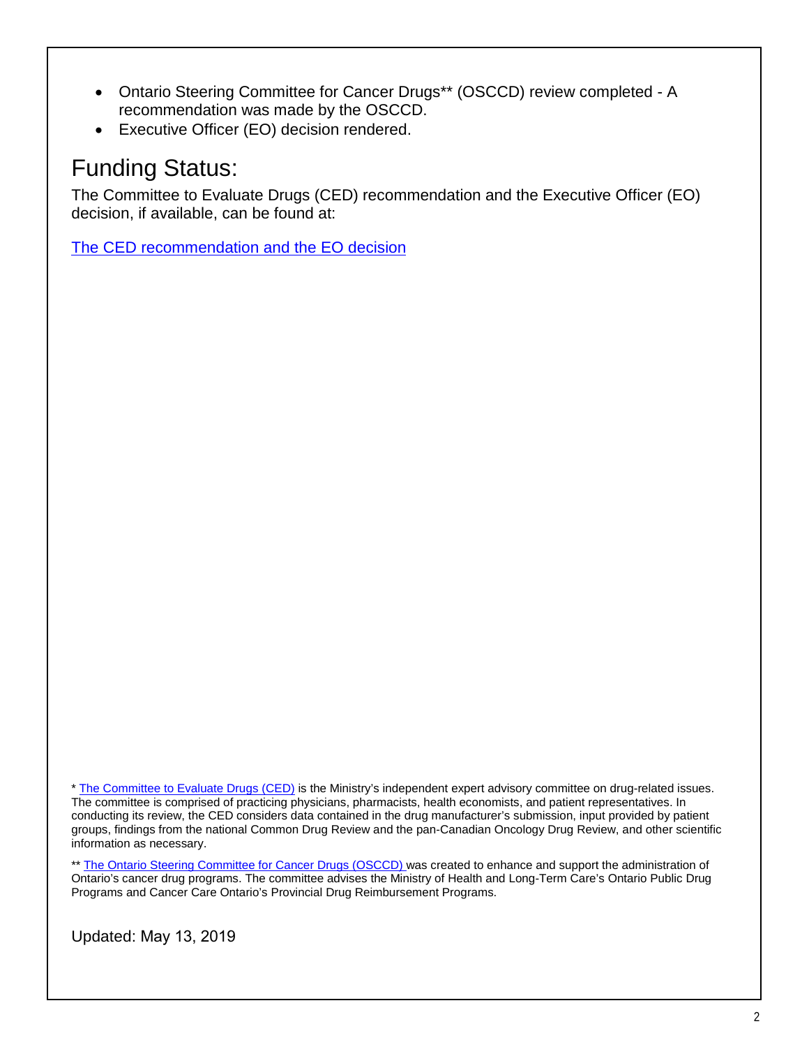- Ontario Steering Committee for Cancer Drugs** (OSCCD) review completed - A recommendation was made by the OSCCD.
- Executive Officer (EO) decision rendered.

# Funding Status:

The Committee to Evaluate Drugs (CED) recommendation and the Executive Officer (EO) decision, if available, can be found at:

[The CED recommendation and the EO decision]()

* [The Committee to Evaluate Drugs (CED)]() is the Ministry's independent expert advisory committee on drug-related issues. The committee is comprised of practicing physicians, pharmacists, health economists, and patient representatives. In conducting its review, the CED considers data contained in the drug manufacturer's submission, input provided by patient groups, findings from the national Common Drug Review and the pan-Canadian Oncology Drug Review, and other scientific information as necessary.

** [The Ontario Steering Committee for Cancer Drugs (OSCCD)]() was created to enhance and support the administration of Ontario's cancer drug programs. The committee advises the Ministry of Health and Long-Term Care's Ontario Public Drug Programs and Cancer Care Ontario's Provincial Drug Reimbursement Programs.

Updated: May 13, 2019